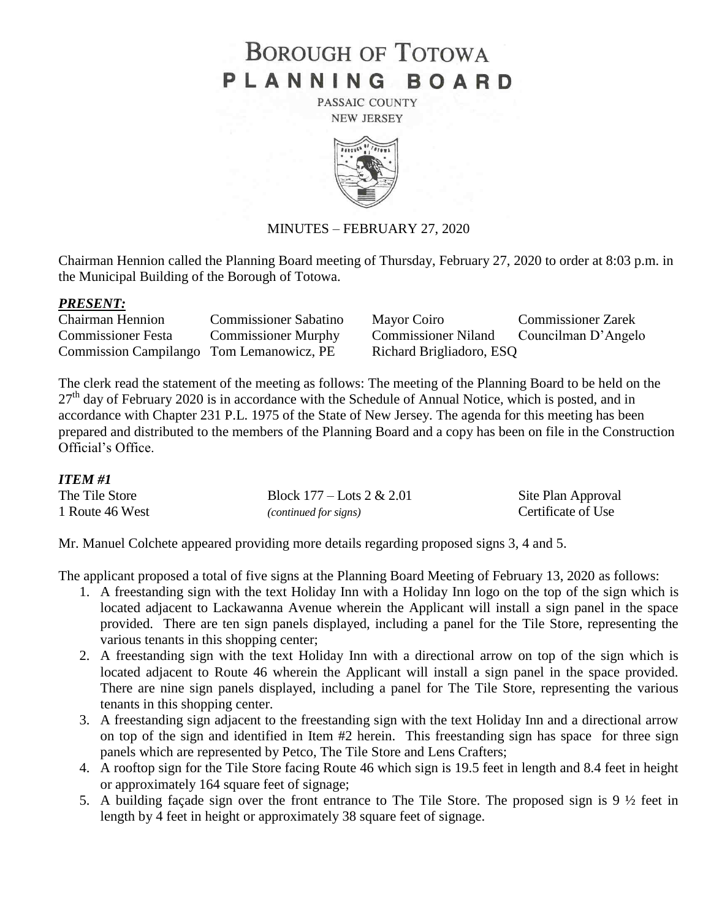# BOROUGH OF TOTOWA
# PLANNING BOARD

PASSAIC COUNTY
NEW JERSEY

MINUTES – FEBRUARY 27, 2020

Chairman Hennion called the Planning Board meeting of Thursday, February 27, 2020 to order at 8:03 p.m. in the Municipal Building of the Borough of Totowa.

### *PRESENT:*

| | | | |
|---|---|---|---|
| Chairman Hennion | Commissioner Sabatino | Mayor Coiro | Commissioner Zarek |
| Commissioner Festa | Commissioner Murphy | Commissioner Niland | Councilman D'Angelo |
| Commission Campilango | Tom Lemanowicz, PE | Richard Brigliadoro, ESQ | |

The clerk read the statement of the meeting as follows: The meeting of the Planning Board to be held on the 27th day of February 2020 is in accordance with the Schedule of Annual Notice, which is posted, and in accordance with Chapter 231 P.L. 1975 of the State of New Jersey. The agenda for this meeting has been prepared and distributed to the members of the Planning Board and a copy has been on file in the Construction Official's Office.

### *ITEM #1*

| | | |
|---|---|---|
| The Tile Store | Block 177 – Lots 2 & 2.01 | Site Plan Approval |
| 1 Route 46 West | *(continued for signs)* | Certificate of Use |

Mr. Manuel Colchete appeared providing more details regarding proposed signs 3, 4 and 5.

The applicant proposed a total of five signs at the Planning Board Meeting of February 13, 2020 as follows:

1. A freestanding sign with the text Holiday Inn with a Holiday Inn logo on the top of the sign which is located adjacent to Lackawanna Avenue wherein the Applicant will install a sign panel in the space provided. There are ten sign panels displayed, including a panel for the Tile Store, representing the various tenants in this shopping center;
2. A freestanding sign with the text Holiday Inn with a directional arrow on top of the sign which is located adjacent to Route 46 wherein the Applicant will install a sign panel in the space provided. There are nine sign panels displayed, including a panel for The Tile Store, representing the various tenants in this shopping center.
3. A freestanding sign adjacent to the freestanding sign with the text Holiday Inn and a directional arrow on top of the sign and identified in Item #2 herein. This freestanding sign has space for three sign panels which are represented by Petco, The Tile Store and Lens Crafters;
4. A rooftop sign for the Tile Store facing Route 46 which sign is 19.5 feet in length and 8.4 feet in height or approximately 164 square feet of signage;
5. A building façade sign over the front entrance to The Tile Store. The proposed sign is 9 ½ feet in length by 4 feet in height or approximately 38 square feet of signage.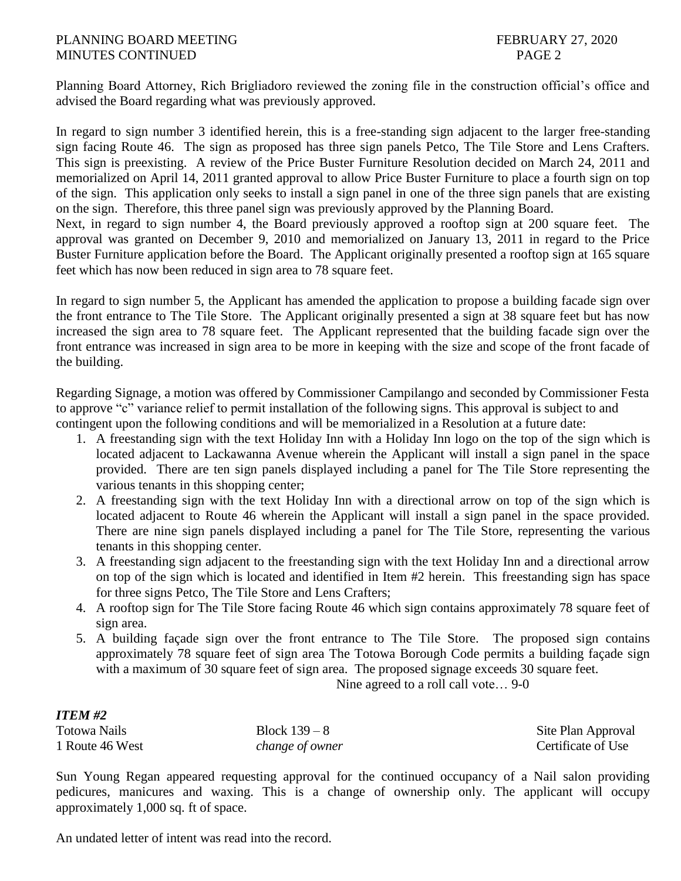Planning Board Attorney, Rich Brigliadoro reviewed the zoning file in the construction official's office and advised the Board regarding what was previously approved.

In regard to sign number 3 identified herein, this is a free-standing sign adjacent to the larger free-standing sign facing Route 46. The sign as proposed has three sign panels Petco, The Tile Store and Lens Crafters. This sign is preexisting. A review of the Price Buster Furniture Resolution decided on March 24, 2011 and memorialized on April 14, 2011 granted approval to allow Price Buster Furniture to place a fourth sign on top of the sign. This application only seeks to install a sign panel in one of the three sign panels that are existing on the sign. Therefore, this three panel sign was previously approved by the Planning Board.
Next, in regard to sign number 4, the Board previously approved a rooftop sign at 200 square feet. The approval was granted on December 9, 2010 and memorialized on January 13, 2011 in regard to the Price Buster Furniture application before the Board. The Applicant originally presented a rooftop sign at 165 square feet which has now been reduced in sign area to 78 square feet.

In regard to sign number 5, the Applicant has amended the application to propose a building facade sign over the front entrance to The Tile Store. The Applicant originally presented a sign at 38 square feet but has now increased the sign area to 78 square feet. The Applicant represented that the building facade sign over the front entrance was increased in sign area to be more in keeping with the size and scope of the front facade of the building.

Regarding Signage, a motion was offered by Commissioner Campilango and seconded by Commissioner Festa to approve "c" variance relief to permit installation of the following signs. This approval is subject to and contingent upon the following conditions and will be memorialized in a Resolution at a future date:

1. A freestanding sign with the text Holiday Inn with a Holiday Inn logo on the top of the sign which is located adjacent to Lackawanna Avenue wherein the Applicant will install a sign panel in the space provided. There are ten sign panels displayed including a panel for The Tile Store representing the various tenants in this shopping center;
2. A freestanding sign with the text Holiday Inn with a directional arrow on top of the sign which is located adjacent to Route 46 wherein the Applicant will install a sign panel in the space provided. There are nine sign panels displayed including a panel for The Tile Store, representing the various tenants in this shopping center.
3. A freestanding sign adjacent to the freestanding sign with the text Holiday Inn and a directional arrow on top of the sign which is located and identified in Item #2 herein. This freestanding sign has space for three signs Petco, The Tile Store and Lens Crafters;
4. A rooftop sign for The Tile Store facing Route 46 which sign contains approximately 78 square feet of sign area.
5. A building façade sign over the front entrance to The Tile Store. The proposed sign contains approximately 78 square feet of sign area The Totowa Borough Code permits a building façade sign with a maximum of 30 square feet of sign area. The proposed signage exceeds 30 square feet.

Nine agreed to a roll call vote… 9-0

***ITEM #2***

| | | |
|---|---|---|
| Totowa Nails | Block 139 – 8 | Site Plan Approval |
| 1 Route 46 West | *change of owner* | Certificate of Use |

Sun Young Regan appeared requesting approval for the continued occupancy of a Nail salon providing pedicures, manicures and waxing. This is a change of ownership only. The applicant will occupy approximately 1,000 sq. ft of space.

An undated letter of intent was read into the record.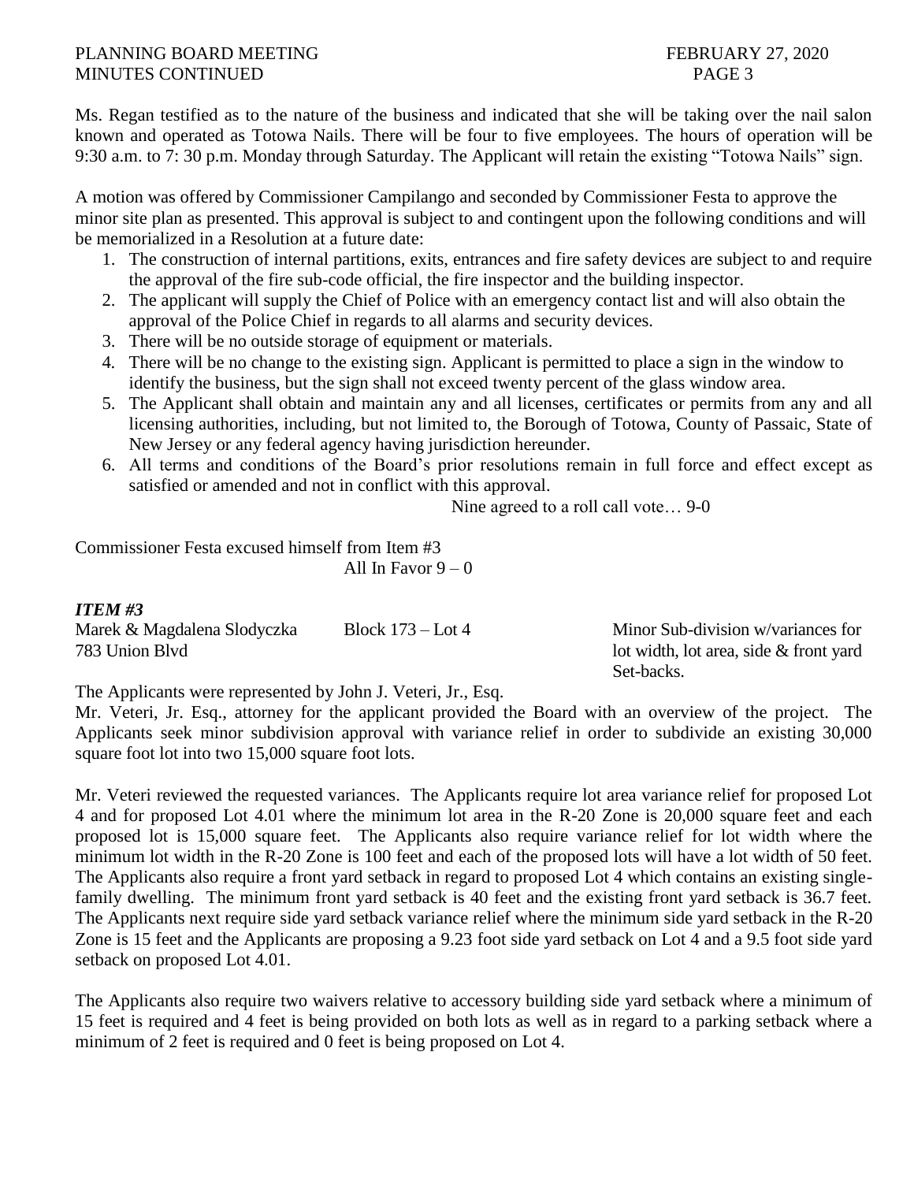Ms. Regan testified as to the nature of the business and indicated that she will be taking over the nail salon known and operated as Totowa Nails. There will be four to five employees. The hours of operation will be 9:30 a.m. to 7: 30 p.m. Monday through Saturday. The Applicant will retain the existing "Totowa Nails" sign.

A motion was offered by Commissioner Campilango and seconded by Commissioner Festa to approve the minor site plan as presented. This approval is subject to and contingent upon the following conditions and will be memorialized in a Resolution at a future date:

1. The construction of internal partitions, exits, entrances and fire safety devices are subject to and require the approval of the fire sub-code official, the fire inspector and the building inspector.
2. The applicant will supply the Chief of Police with an emergency contact list and will also obtain the approval of the Police Chief in regards to all alarms and security devices.
3. There will be no outside storage of equipment or materials.
4. There will be no change to the existing sign. Applicant is permitted to place a sign in the window to identify the business, but the sign shall not exceed twenty percent of the glass window area.
5. The Applicant shall obtain and maintain any and all licenses, certificates or permits from any and all licensing authorities, including, but not limited to, the Borough of Totowa, County of Passaic, State of New Jersey or any federal agency having jurisdiction hereunder.
6. All terms and conditions of the Board's prior resolutions remain in full force and effect except as satisfied or amended and not in conflict with this approval.

Nine agreed to a roll call vote… 9-0

Commissioner Festa excused himself from Item #3

All In Favor 9 – 0

***ITEM #3***

Marek & Magdalena Slodyczka — Block 173 – Lot 4 — Minor Sub-division w/variances for lot width, lot area, side & front yard Set-backs.

783 Union Blvd

The Applicants were represented by John J. Veteri, Jr., Esq.

Mr. Veteri, Jr. Esq., attorney for the applicant provided the Board with an overview of the project. The Applicants seek minor subdivision approval with variance relief in order to subdivide an existing 30,000 square foot lot into two 15,000 square foot lots.

Mr. Veteri reviewed the requested variances. The Applicants require lot area variance relief for proposed Lot 4 and for proposed Lot 4.01 where the minimum lot area in the R-20 Zone is 20,000 square feet and each proposed lot is 15,000 square feet. The Applicants also require variance relief for lot width where the minimum lot width in the R-20 Zone is 100 feet and each of the proposed lots will have a lot width of 50 feet. The Applicants also require a front yard setback in regard to proposed Lot 4 which contains an existing single-family dwelling. The minimum front yard setback is 40 feet and the existing front yard setback is 36.7 feet. The Applicants next require side yard setback variance relief where the minimum side yard setback in the R-20 Zone is 15 feet and the Applicants are proposing a 9.23 foot side yard setback on Lot 4 and a 9.5 foot side yard setback on proposed Lot 4.01.

The Applicants also require two waivers relative to accessory building side yard setback where a minimum of 15 feet is required and 4 feet is being provided on both lots as well as in regard to a parking setback where a minimum of 2 feet is required and 0 feet is being proposed on Lot 4.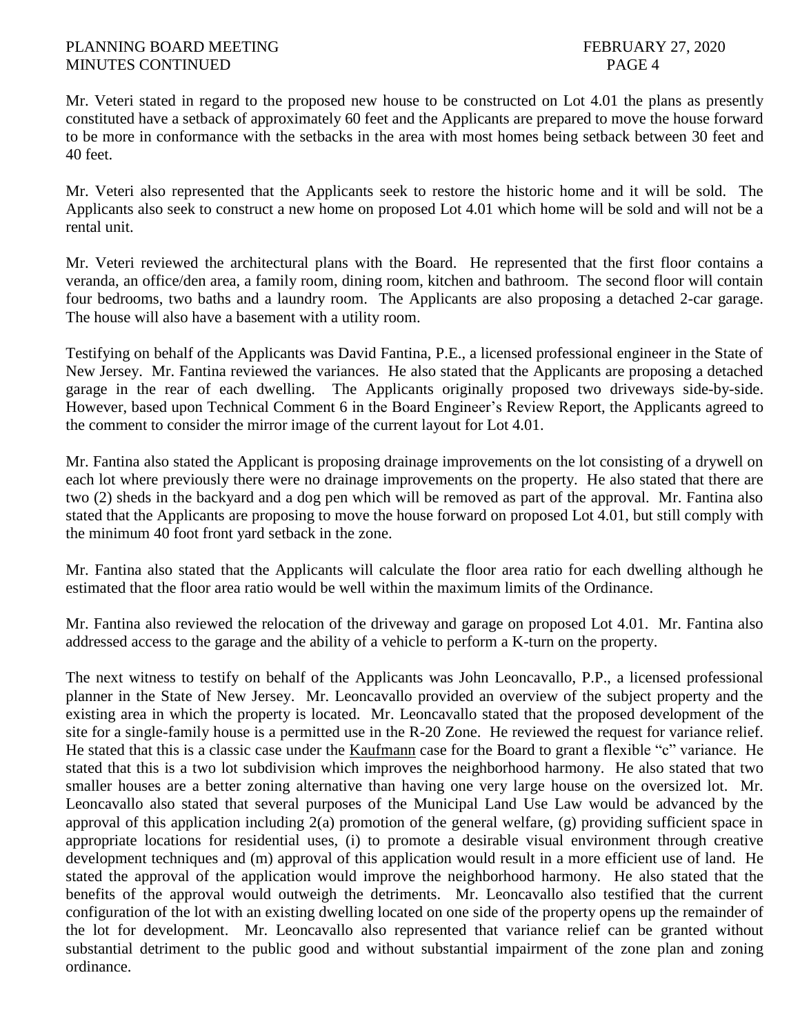Mr. Veteri stated in regard to the proposed new house to be constructed on Lot 4.01 the plans as presently constituted have a setback of approximately 60 feet and the Applicants are prepared to move the house forward to be more in conformance with the setbacks in the area with most homes being setback between 30 feet and 40 feet.

Mr. Veteri also represented that the Applicants seek to restore the historic home and it will be sold. The Applicants also seek to construct a new home on proposed Lot 4.01 which home will be sold and will not be a rental unit.

Mr. Veteri reviewed the architectural plans with the Board. He represented that the first floor contains a veranda, an office/den area, a family room, dining room, kitchen and bathroom. The second floor will contain four bedrooms, two baths and a laundry room. The Applicants are also proposing a detached 2-car garage. The house will also have a basement with a utility room.

Testifying on behalf of the Applicants was David Fantina, P.E., a licensed professional engineer in the State of New Jersey. Mr. Fantina reviewed the variances. He also stated that the Applicants are proposing a detached garage in the rear of each dwelling. The Applicants originally proposed two driveways side-by-side. However, based upon Technical Comment 6 in the Board Engineer's Review Report, the Applicants agreed to the comment to consider the mirror image of the current layout for Lot 4.01.

Mr. Fantina also stated the Applicant is proposing drainage improvements on the lot consisting of a drywell on each lot where previously there were no drainage improvements on the property. He also stated that there are two (2) sheds in the backyard and a dog pen which will be removed as part of the approval. Mr. Fantina also stated that the Applicants are proposing to move the house forward on proposed Lot 4.01, but still comply with the minimum 40 foot front yard setback in the zone.

Mr. Fantina also stated that the Applicants will calculate the floor area ratio for each dwelling although he estimated that the floor area ratio would be well within the maximum limits of the Ordinance.

Mr. Fantina also reviewed the relocation of the driveway and garage on proposed Lot 4.01. Mr. Fantina also addressed access to the garage and the ability of a vehicle to perform a K-turn on the property.

The next witness to testify on behalf of the Applicants was John Leoncavallo, P.P., a licensed professional planner in the State of New Jersey. Mr. Leoncavallo provided an overview of the subject property and the existing area in which the property is located. Mr. Leoncavallo stated that the proposed development of the site for a single-family house is a permitted use in the R-20 Zone. He reviewed the request for variance relief. He stated that this is a classic case under the Kaufmann case for the Board to grant a flexible "c" variance. He stated that this is a two lot subdivision which improves the neighborhood harmony. He also stated that two smaller houses are a better zoning alternative than having one very large house on the oversized lot. Mr. Leoncavallo also stated that several purposes of the Municipal Land Use Law would be advanced by the approval of this application including 2(a) promotion of the general welfare, (g) providing sufficient space in appropriate locations for residential uses, (i) to promote a desirable visual environment through creative development techniques and (m) approval of this application would result in a more efficient use of land. He stated the approval of the application would improve the neighborhood harmony. He also stated that the benefits of the approval would outweigh the detriments. Mr. Leoncavallo also testified that the current configuration of the lot with an existing dwelling located on one side of the property opens up the remainder of the lot for development. Mr. Leoncavallo also represented that variance relief can be granted without substantial detriment to the public good and without substantial impairment of the zone plan and zoning ordinance.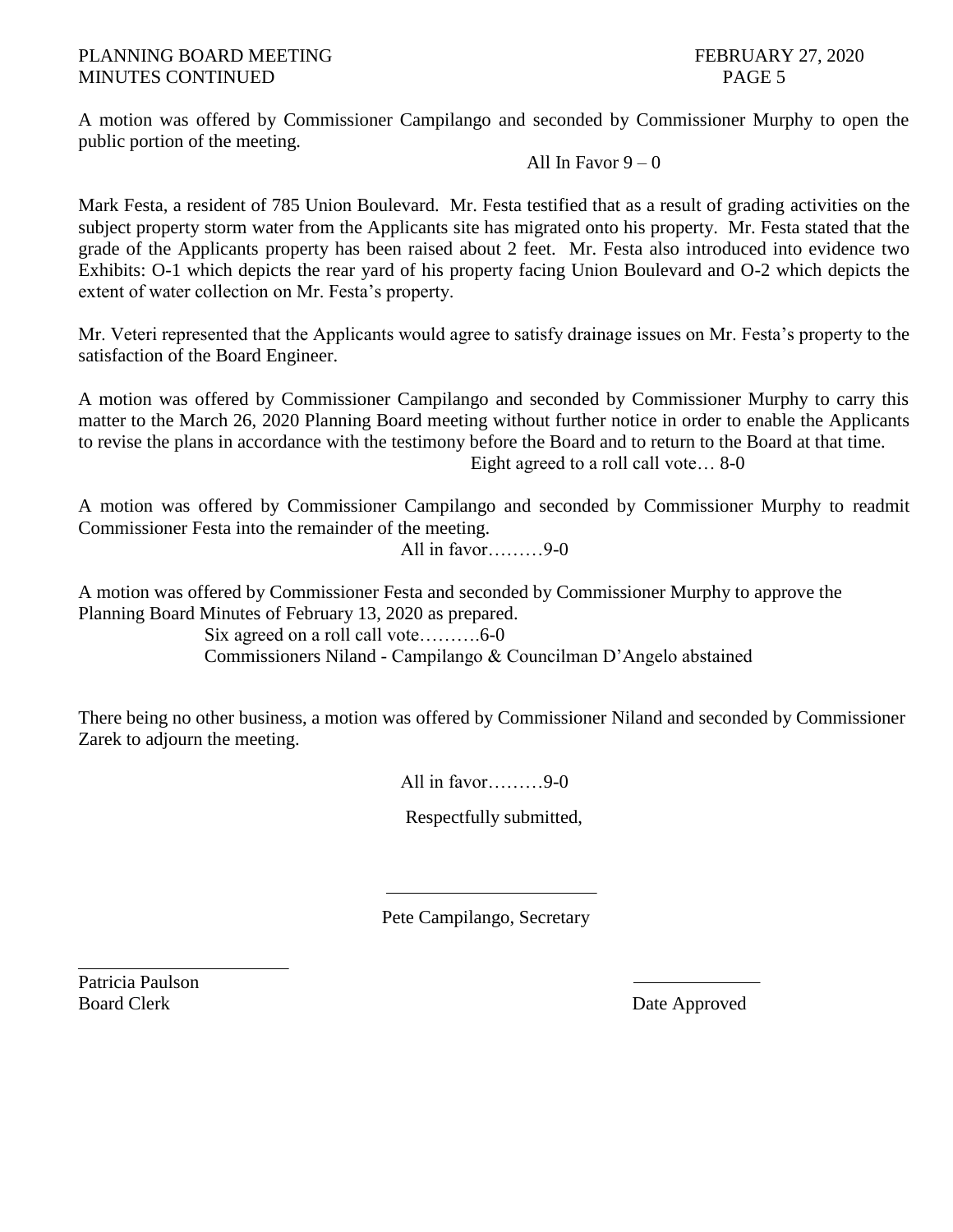A motion was offered by Commissioner Campilango and seconded by Commissioner Murphy to open the public portion of the meeting.

All In Favor 9 – 0

Mark Festa, a resident of 785 Union Boulevard. Mr. Festa testified that as a result of grading activities on the subject property storm water from the Applicants site has migrated onto his property. Mr. Festa stated that the grade of the Applicants property has been raised about 2 feet. Mr. Festa also introduced into evidence two Exhibits: O-1 which depicts the rear yard of his property facing Union Boulevard and O-2 which depicts the extent of water collection on Mr. Festa's property.

Mr. Veteri represented that the Applicants would agree to satisfy drainage issues on Mr. Festa's property to the satisfaction of the Board Engineer.

A motion was offered by Commissioner Campilango and seconded by Commissioner Murphy to carry this matter to the March 26, 2020 Planning Board meeting without further notice in order to enable the Applicants to revise the plans in accordance with the testimony before the Board and to return to the Board at that time.

Eight agreed to a roll call vote… 8-0

A motion was offered by Commissioner Campilango and seconded by Commissioner Murphy to readmit Commissioner Festa into the remainder of the meeting.

All in favor………9-0

A motion was offered by Commissioner Festa and seconded by Commissioner Murphy to approve the Planning Board Minutes of February 13, 2020 as prepared.

Six agreed on a roll call vote……….6-0
Commissioners Niland - Campilango & Councilman D'Angelo abstained

There being no other business, a motion was offered by Commissioner Niland and seconded by Commissioner Zarek to adjourn the meeting.

All in favor………9-0

Respectfully submitted,

\_\_\_\_\_\_\_\_\_\_\_\_\_\_\_\_\_\_\_\_\_\_\_\_

Pete Campilango, Secretary

\_\_\_\_\_\_\_\_\_\_\_\_\_\_\_\_\_\_\_\_\_\_\_\_

Patricia Paulson
Board Clerk

\_\_\_\_\_\_\_\_\_\_\_\_\_\_

Date Approved